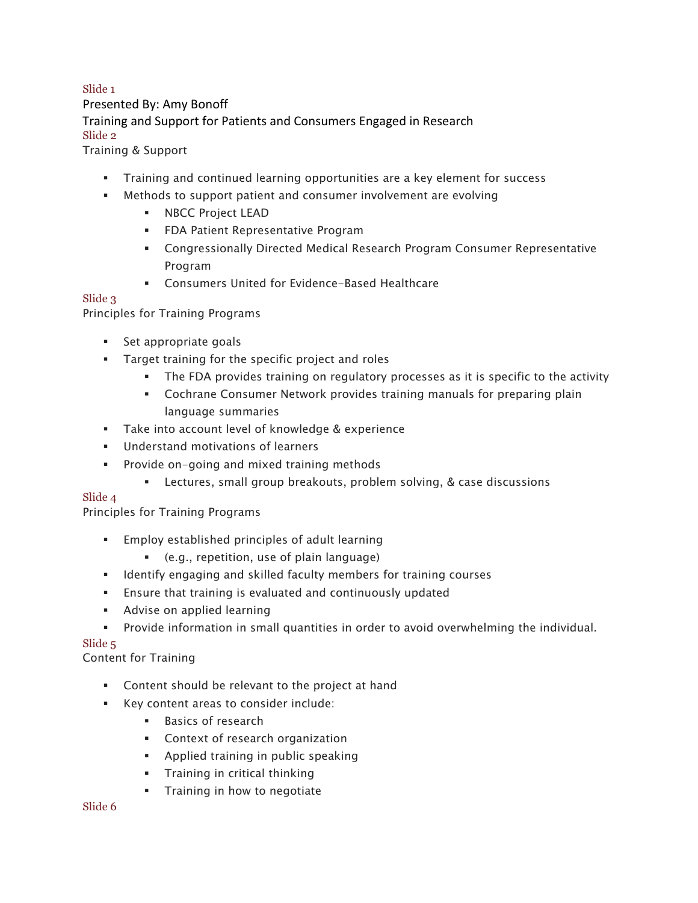Slide 1

Presented By: Amy Bonoff

Training and Support for Patients and Consumers Engaged in Research

Slide 2

Training & Support

- Training and continued learning opportunities are a key element for success
- Methods to support patient and consumer involvement are evolving
    - NBCC Project LEAD
    - FDA Patient Representative Program
    - Congressionally Directed Medical Research Program Consumer Representative Program
    - Consumers United for Evidence-Based Healthcare

Slide 3

Principles for Training Programs

- Set appropriate goals
- Target training for the specific project and roles
    - The FDA provides training on regulatory processes as it is specific to the activity
    - Cochrane Consumer Network provides training manuals for preparing plain language summaries
- Take into account level of knowledge & experience
- Understand motivations of learners
- Provide on-going and mixed training methods
    - Lectures, small group breakouts, problem solving, & case discussions

Slide 4

Principles for Training Programs

- Employ established principles of adult learning
    - (e.g., repetition, use of plain language)
- Identify engaging and skilled faculty members for training courses
- Ensure that training is evaluated and continuously updated
- Advise on applied learning
- Provide information in small quantities in order to avoid overwhelming the individual.

Slide 5

Content for Training

- Content should be relevant to the project at hand
- Key content areas to consider include:
    - Basics of research
    - Context of research organization
    - Applied training in public speaking
    - Training in critical thinking
    - Training in how to negotiate

Slide 6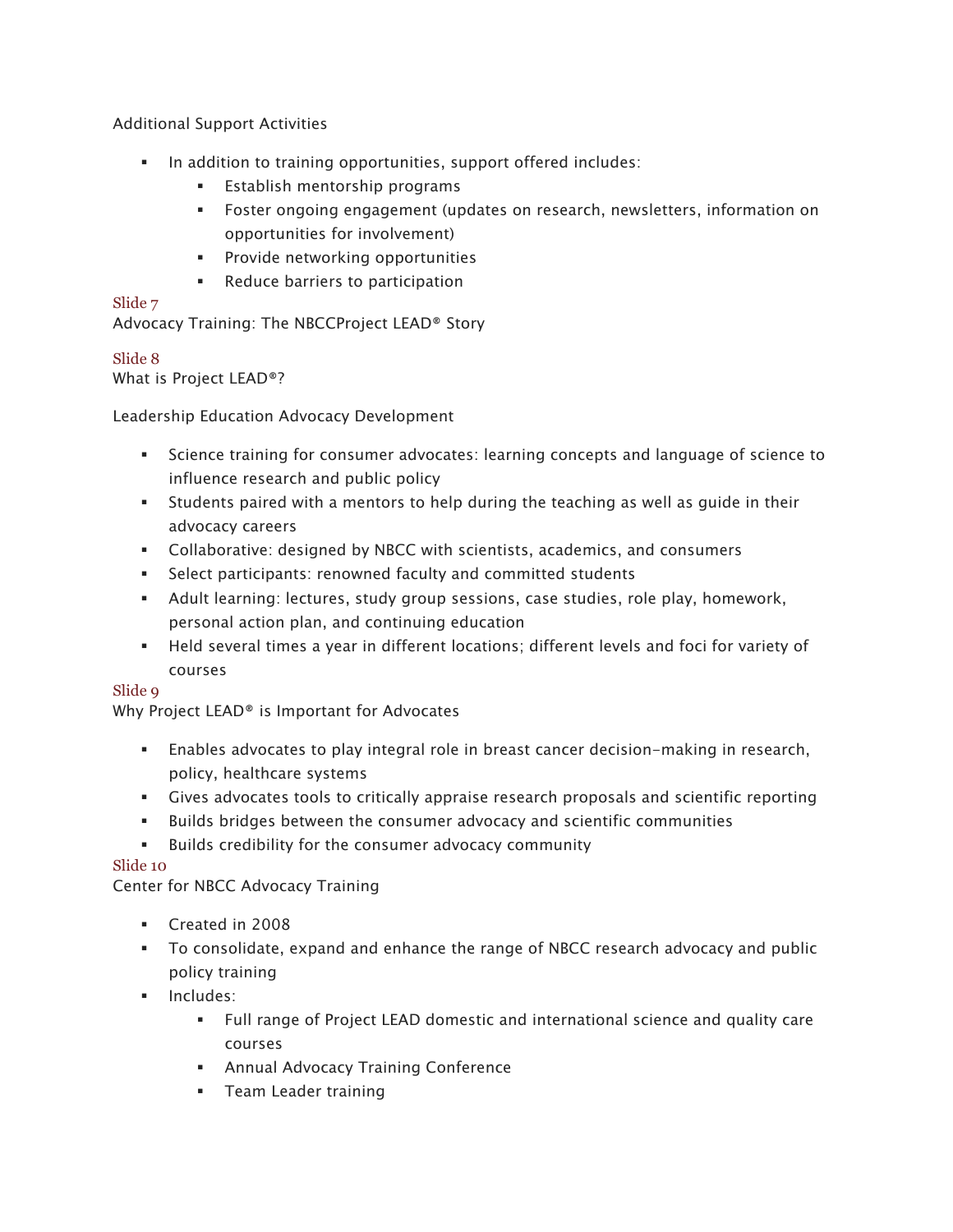Additional Support Activities

- In addition to training opportunities, support offered includes:
    - Establish mentorship programs
    - Foster ongoing engagement (updates on research, newsletters, information on opportunities for involvement)
    - Provide networking opportunities
    - Reduce barriers to participation

Slide 7

Advocacy Training: The NBCCProject LEAD® Story

Slide 8

What is Project LEAD®?

Leadership Education Advocacy Development

- Science training for consumer advocates: learning concepts and language of science to influence research and public policy
- Students paired with a mentors to help during the teaching as well as guide in their advocacy careers
- Collaborative: designed by NBCC with scientists, academics, and consumers
- Select participants: renowned faculty and committed students
- Adult learning: lectures, study group sessions, case studies, role play, homework, personal action plan, and continuing education
- Held several times a year in different locations; different levels and foci for variety of courses

Slide 9

Why Project LEAD® is Important for Advocates

- Enables advocates to play integral role in breast cancer decision-making in research, policy, healthcare systems
- Gives advocates tools to critically appraise research proposals and scientific reporting
- Builds bridges between the consumer advocacy and scientific communities
- Builds credibility for the consumer advocacy community

Slide 10

Center for NBCC Advocacy Training

- Created in 2008
- To consolidate, expand and enhance the range of NBCC research advocacy and public policy training
- Includes:
    - Full range of Project LEAD domestic and international science and quality care courses
    - Annual Advocacy Training Conference
    - Team Leader training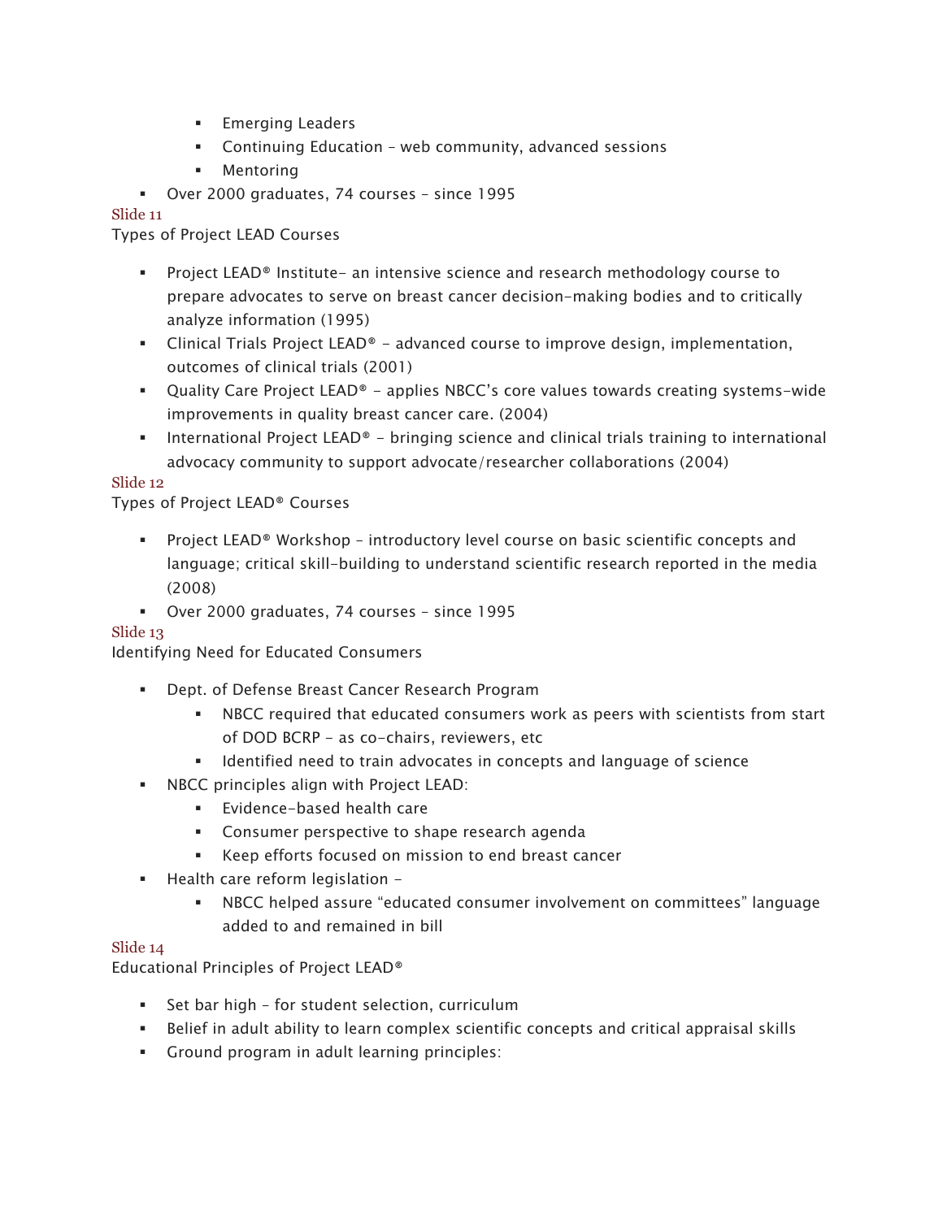- Emerging Leaders
   - Continuing Education – web community, advanced sessions
   - Mentoring
- Over 2000 graduates, 74 courses – since 1995

Slide 11

Types of Project LEAD Courses

- Project LEAD® Institute- an intensive science and research methodology course to prepare advocates to serve on breast cancer decision-making bodies and to critically analyze information (1995)
- Clinical Trials Project LEAD® – advanced course to improve design, implementation, outcomes of clinical trials (2001)
- Quality Care Project LEAD® – applies NBCC's core values towards creating systems-wide improvements in quality breast cancer care. (2004)
- International Project LEAD® – bringing science and clinical trials training to international advocacy community to support advocate/researcher collaborations (2004)

Slide 12

Types of Project LEAD® Courses

- Project LEAD® Workshop – introductory level course on basic scientific concepts and language; critical skill-building to understand scientific research reported in the media (2008)
- Over 2000 graduates, 74 courses – since 1995

Slide 13

Identifying Need for Educated Consumers

- Dept. of Defense Breast Cancer Research Program
   - NBCC required that educated consumers work as peers with scientists from start of DOD BCRP – as co-chairs, reviewers, etc
   - Identified need to train advocates in concepts and language of science
- NBCC principles align with Project LEAD:
   - Evidence-based health care
   - Consumer perspective to shape research agenda
   - Keep efforts focused on mission to end breast cancer
- Health care reform legislation –
   - NBCC helped assure "educated consumer involvement on committees" language added to and remained in bill

Slide 14

Educational Principles of Project LEAD®

- Set bar high – for student selection, curriculum
- Belief in adult ability to learn complex scientific concepts and critical appraisal skills
- Ground program in adult learning principles: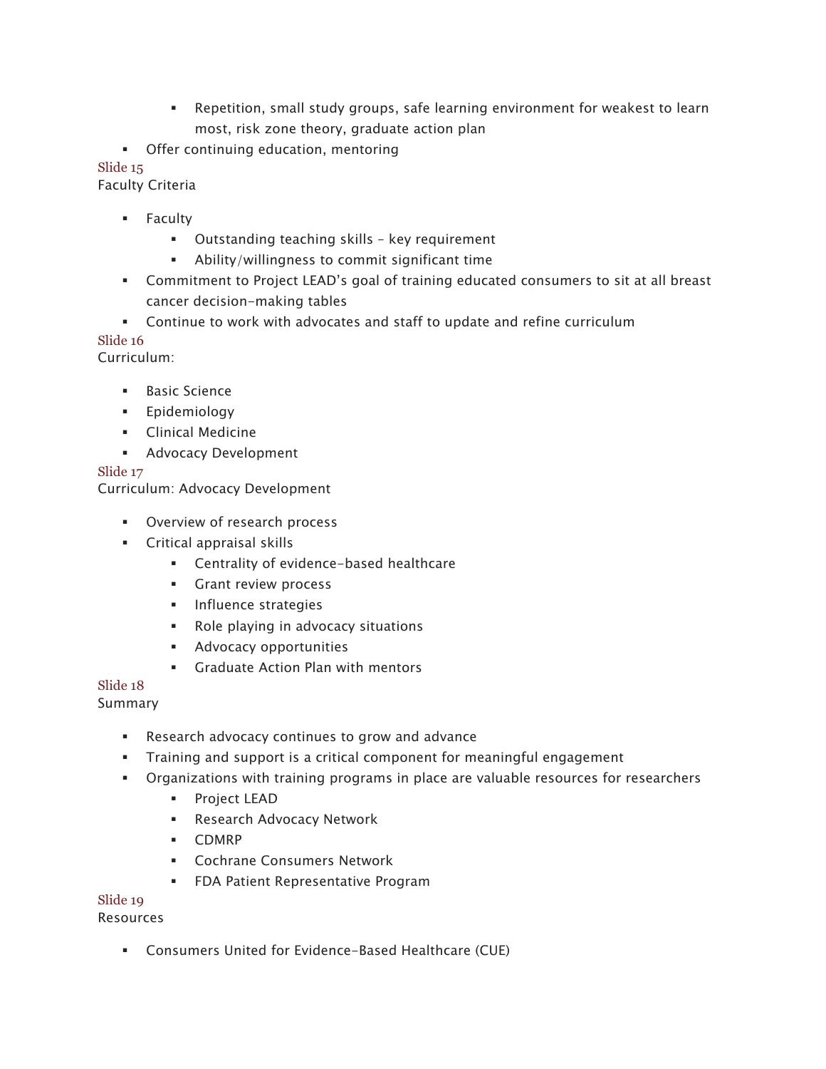- Repetition, small study groups, safe learning environment for weakest to learn most, risk zone theory, graduate action plan
- Offer continuing education, mentoring

Slide 15

Faculty Criteria

- Faculty
    - Outstanding teaching skills – key requirement
    - Ability/willingness to commit significant time
- Commitment to Project LEAD's goal of training educated consumers to sit at all breast cancer decision-making tables
- Continue to work with advocates and staff to update and refine curriculum

Slide 16

Curriculum:

- Basic Science
- Epidemiology
- Clinical Medicine
- Advocacy Development

Slide 17

Curriculum: Advocacy Development

- Overview of research process
- Critical appraisal skills
    - Centrality of evidence-based healthcare
    - Grant review process
    - Influence strategies
    - Role playing in advocacy situations
    - Advocacy opportunities
    - Graduate Action Plan with mentors

Slide 18

Summary

- Research advocacy continues to grow and advance
- Training and support is a critical component for meaningful engagement
- Organizations with training programs in place are valuable resources for researchers
    - Project LEAD
    - Research Advocacy Network
    - CDMRP
    - Cochrane Consumers Network
    - FDA Patient Representative Program

Slide 19

Resources

- Consumers United for Evidence-Based Healthcare (CUE)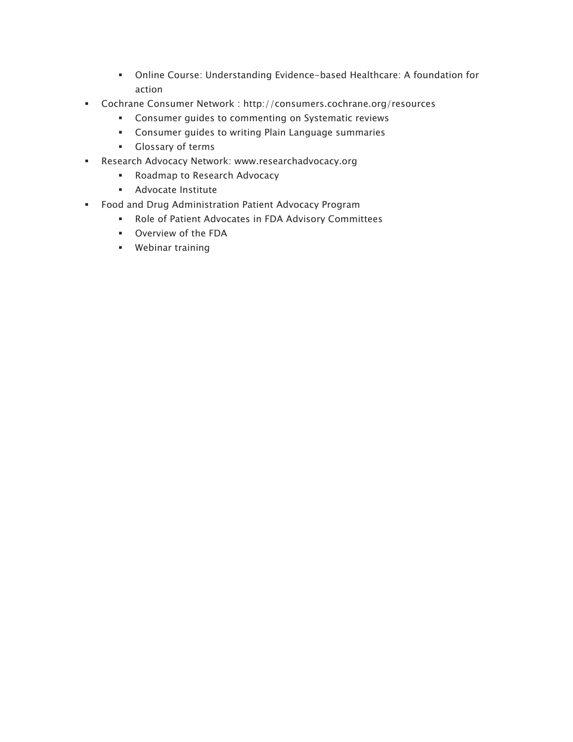- Online Course: Understanding Evidence-based Healthcare: A foundation for action
- Cochrane Consumer Network : http://consumers.cochrane.org/resources
    - Consumer guides to commenting on Systematic reviews
    - Consumer guides to writing Plain Language summaries
    - Glossary of terms
- Research Advocacy Network: www.researchadvocacy.org
    - Roadmap to Research Advocacy
    - Advocate Institute
- Food and Drug Administration Patient Advocacy Program
    - Role of Patient Advocates in FDA Advisory Committees
    - Overview of the FDA
    - Webinar training